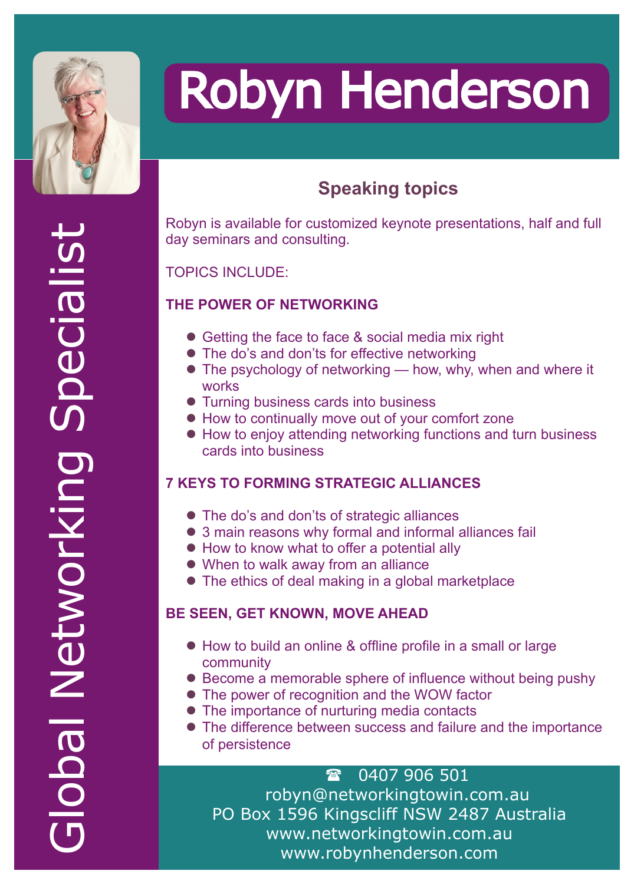# Robyn Henderson

Global Networking Specialist

## Speaking topics

Robyn is available for customized keynote presentations, half and full day seminars and consulting.

TOPICS INCLUDE:

### THE POWER OF NETWORKING

- Getting the face to face & social media mix right
- The do's and don'ts for effective networking
- The psychology of networking — how, why, when and where it works
- Turning business cards into business
- How to continually move out of your comfort zone
- How to enjoy attending networking functions and turn business cards into business

### 7 KEYS TO FORMING STRATEGIC ALLIANCES

- The do's and don'ts of strategic alliances
- 3 main reasons why formal and informal alliances fail
- How to know what to offer a potential ally
- When to walk away from an alliance
- The ethics of deal making in a global marketplace

### BE SEEN, GET KNOWN, MOVE AHEAD

- How to build an online & offline profile in a small or large community
- Become a memorable sphere of influence without being pushy
- The power of recognition and the WOW factor
- The importance of nurturing media contacts
- The difference between success and failure and the importance of persistence

☎ 0407 906 501
robyn@networkingtowin.com.au
PO Box 1596 Kingscliff NSW 2487 Australia
www.networkingtowin.com.au
www.robynhenderson.com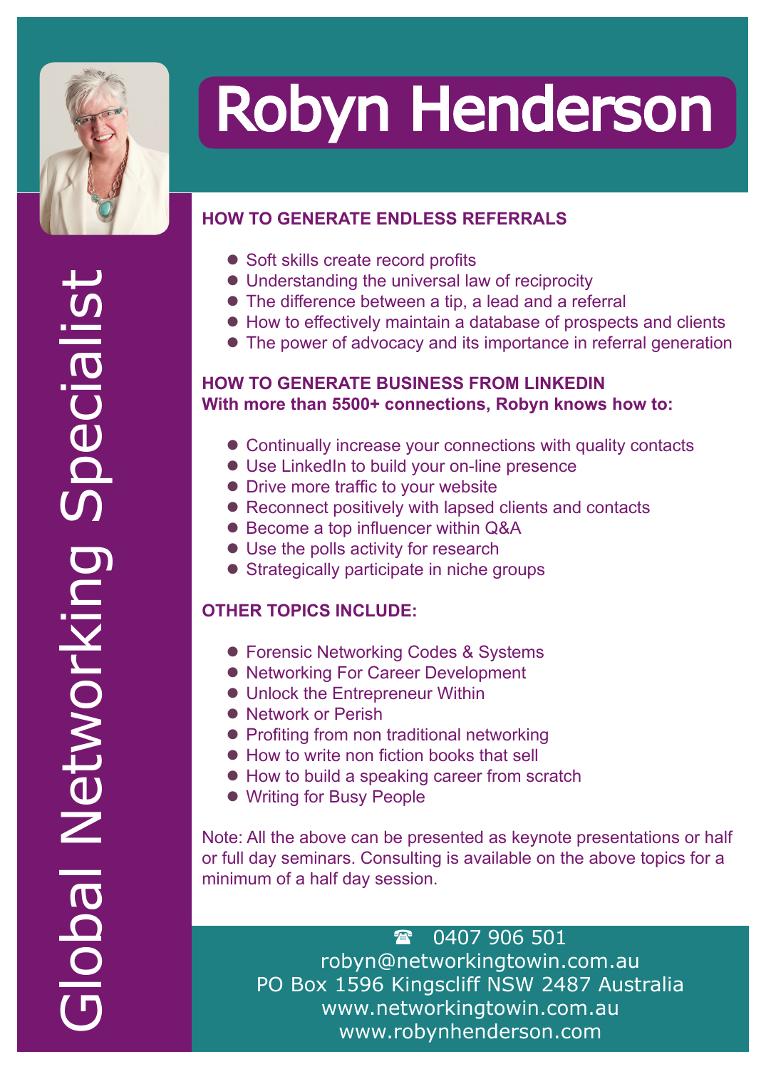# Robyn Henderson

Global Networking Specialist

### HOW TO GENERATE ENDLESS REFERRALS

- Soft skills create record profits
- Understanding the universal law of reciprocity
- The difference between a tip, a lead and a referral
- How to effectively maintain a database of prospects and clients
- The power of advocacy and its importance in referral generation

### HOW TO GENERATE BUSINESS FROM LINKEDIN

**With more than 5500+ connections, Robyn knows how to:**

- Continually increase your connections with quality contacts
- Use LinkedIn to build your on-line presence
- Drive more traffic to your website
- Reconnect positively with lapsed clients and contacts
- Become a top influencer within Q&A
- Use the polls activity for research
- Strategically participate in niche groups

### OTHER TOPICS INCLUDE:

- Forensic Networking Codes & Systems
- Networking For Career Development
- Unlock the Entrepreneur Within
- Network or Perish
- Profiting from non traditional networking
- How to write non fiction books that sell
- How to build a speaking career from scratch
- Writing for Busy People

Note: All the above can be presented as keynote presentations or half or full day seminars. Consulting is available on the above topics for a minimum of a half day session.

☎ 0407 906 501
robyn@networkingtowin.com.au
PO Box 1596 Kingscliff NSW 2487 Australia
www.networkingtowin.com.au
www.robynhenderson.com